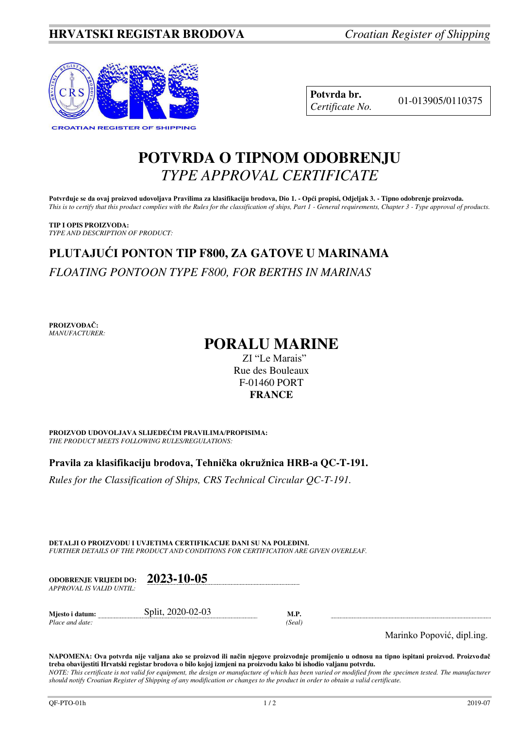**HRVATSKI REGISTAR BRODOVA** *Croatian Register of Shipping*

CROATIAN REGISTER OF SHIPPING

| | |
|---|---|
| **Potvrda br.** *Certificate No.* | 01-013905/0110375 |

# POTVRDA O TIPNOM ODOBRENJU
## *TYPE APPROVAL CERTIFICATE*

**Potvrđuje se da ovaj proizvod udovoljava Pravilima za klasifikaciju brodova, Dio 1. - Opći propisi, Odjeljak 3. - Tipno odobrenje proizvoda.**
*This is to certify that this product complies with the Rules for the classification of ships, Part 1 - General requirements, Chapter 3 - Type approval of products.*

**TIP I OPIS PROIZVODA:**
*TYPE AND DESCRIPTION OF PRODUCT:*

## PLUTAJUĆI PONTON TIP F800, ZA GATOVE U MARINAMA
*FLOATING PONTOON TYPE F800, FOR BERTHS IN MARINAS*

**PROIZVOĐAČ:**
*MANUFACTURER:*

## PORALU MARINE
ZI "Le Marais"
Rue des Bouleaux
F-01460 PORT
**FRANCE**

**PROIZVOD UDOVOLJAVA SLIJEDEĆIM PRAVILIMA/PROPISIMA:**
*THE PRODUCT MEETS FOLLOWING RULES/REGULATIONS:*

**Pravila za klasifikaciju brodova, Tehnička okružnica HRB-a QC-T-191.**

*Rules for the Classification of Ships, CRS Technical Circular QC-T-191.*

**DETALJI O PROIZVODU I UVJETIMA CERTIFIKACIJE DANI SU NA POLEĐINI.**
*FURTHER DETAILS OF THE PRODUCT AND CONDITIONS FOR CERTIFICATION ARE GIVEN OVERLEAF.*

**ODOBRENJE VRIJEDI DO:** *APPROVAL IS VALID UNTIL:* **2023-10-05**

**Mjesto i datum:** *Place and date:* Split, 2020-02-03

**M.P.** *(Seal)*

Marinko Popović, dipl.ing.

**NAPOMENA: Ova potvrda nije valjana ako se proizvod ili način njegove proizvodnje promijenio u odnosu na tipno ispitani proizvod. Proizvođač treba obavijestiti Hrvatski registar brodova o bilo kojoj izmjeni na proizvodu kako bi ishodio valjanu potvrdu.**
*NOTE: This certificate is not valid for equipment, the design or manufacture of which has been varied or modified from the specimen tested. The manufacturer should notify Croatian Register of Shipping of any modification or changes to the product in order to obtain a valid certificate.*

QF-PTO-01h 2019-07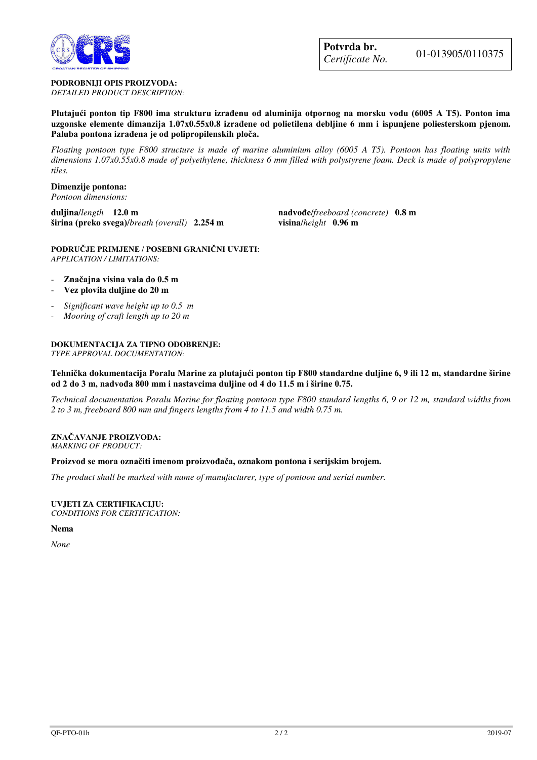**Potvrda br.**
*Certificate No.* 01-013905/0110375

**PODROBNIJI OPIS PROIZVODA:**
*DETAILED PRODUCT DESCRIPTION:*

**Plutajući ponton tip F800 ima strukturu izrađenu od aluminija otpornog na morsku vodu (6005 A T5). Ponton ima uzgonske elemente dimanzija 1.07x0.55x0.8 izrađene od polietilena debljine 6 mm i ispunjene poliesterskom pjenom. Paluba pontona izrađena je od polipropilenskih ploča.**

*Floating pontoon type F800 structure is made of marine aluminium alloy (6005 A T5). Pontoon has floating units with dimensions 1.07x0.55x0.8 made of polyethylene, thickness 6 mm filled with polystyrene foam. Deck is made of polypropylene tiles.*

**Dimenzije pontona:**
*Pontoon dimensions:*

**duljina/***length* **12.0 m**
**širina (preko svega)/***breath (overall)* **2.254 m**
**nadvođe/***freeboard (concrete)* **0.8 m**
**visina/***height* **0.96 m**

**PODRUČJE PRIMJENE / POSEBNI GRANIČNI UVJETI**:
*APPLICATION / LIMITATIONS:*

- **Značajna visina vala do 0.5 m**
- **Vez plovila duljine do 20 m**

- *Significant wave height up to 0.5 m*
- *Mooring of craft length up to 20 m*

**DOKUMENTACIJA ZA TIPNO ODOBRENJE:**
*TYPE APPROVAL DOCUMENTATION:*

**Tehnička dokumentacija Poralu Marine za plutajući ponton tip F800 standardne duljine 6, 9 ili 12 m, standardne širine od 2 do 3 m, nadvođa 800 mm i nastavcima duljine od 4 do 11.5 m i širine 0.75.**

*Technical documentation Poralu Marine for floating pontoon type F800 standard lengths 6, 9 or 12 m, standard widths from 2 to 3 m, freeboard 800 mm and fingers lengths from 4 to 11.5 and width 0.75 m.*

**ZNAČAVANJE PROIZVODA:**
*MARKING OF PRODUCT:*

**Proizvod se mora označiti imenom proizvođača, oznakom pontona i serijskim brojem.**

*The product shall be marked with name of manufacturer, type of pontoon and serial number.*

**UVJETI ZA CERTIFIKACIJU:**
*CONDITIONS FOR CERTIFICATION:*

**Nema**

*None*